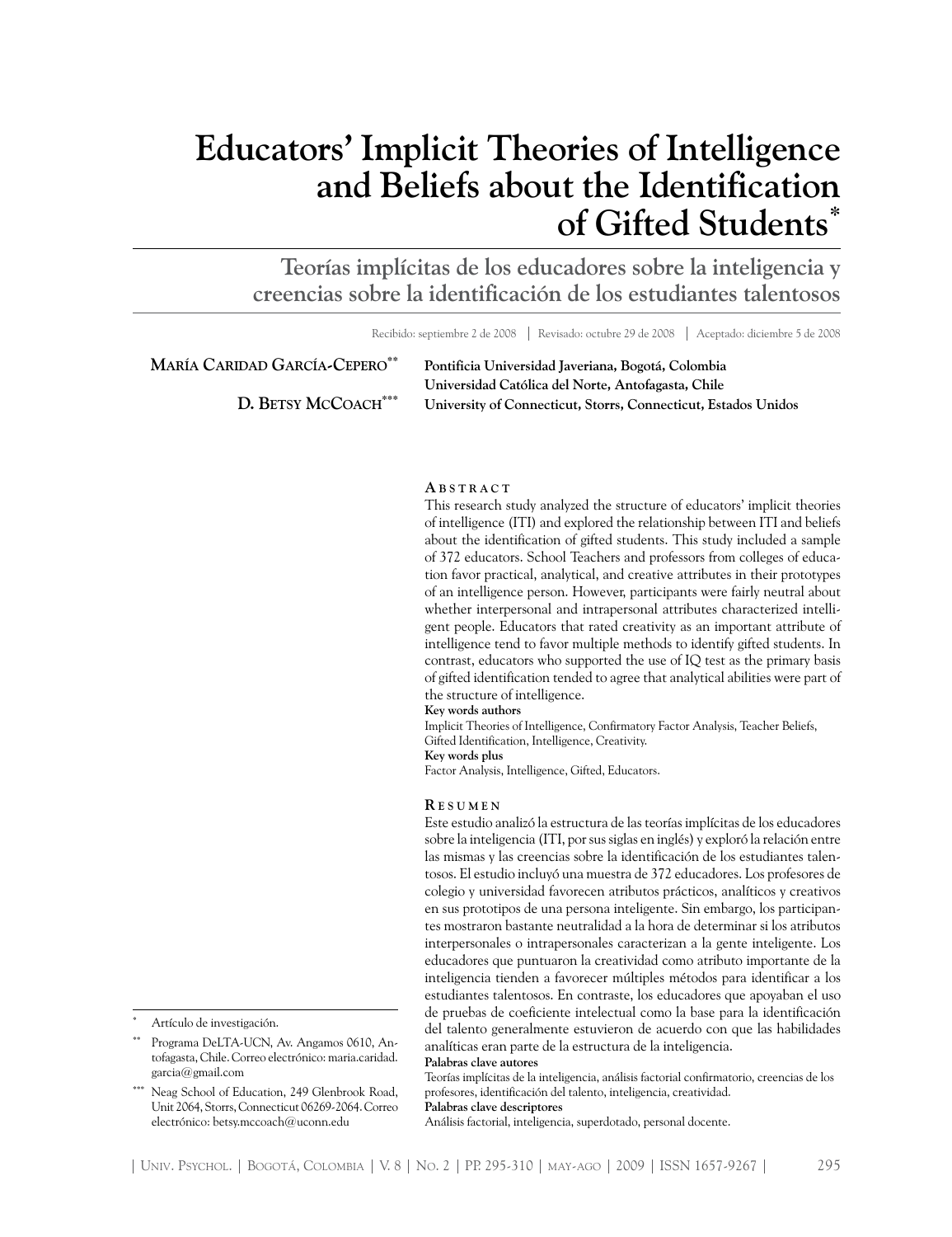# Educators' Implicit Theories of Intelligence and Beliefs about the Identification of Gifted Students*

## Teorías implícitas de los educadores sobre la inteligencia y creencias sobre la identificación de los estudiantes talentosos

Recibido: septiembre 2 de 2008 | Revisado: octubre 29 de 2008 | Aceptado: diciembre 5 de 2008

**María Caridad García-Cepero**[**]
Pontificia Universidad Javeriana, Bogotá, Colombia
Universidad Católica del Norte, Antofagasta, Chile

**D. Betsy McCoach**[***]
University of Connecticut, Storrs, Connecticut, Estados Unidos

### Abstract

This research study analyzed the structure of educators' implicit theories of intelligence (ITI) and explored the relationship between ITI and beliefs about the identification of gifted students. This study included a sample of 372 educators. School Teachers and professors from colleges of education favor practical, analytical, and creative attributes in their prototypes of an intelligence person. However, participants were fairly neutral about whether interpersonal and intrapersonal attributes characterized intelligent people. Educators that rated creativity as an important attribute of intelligence tend to favor multiple methods to identify gifted students. In contrast, educators who supported the use of IQ test as the primary basis of gifted identification tended to agree that analytical abilities were part of the structure of intelligence.

**Key words authors**
Implicit Theories of Intelligence, Confirmatory Factor Analysis, Teacher Beliefs, Gifted Identification, Intelligence, Creativity.

**Key words plus**
Factor Analysis, Intelligence, Gifted, Educators.

### Resumen

Este estudio analizó la estructura de las teorías implícitas de los educadores sobre la inteligencia (ITI, por sus siglas en inglés) y exploró la relación entre las mismas y las creencias sobre la identificación de los estudiantes talentosos. El estudio incluyó una muestra de 372 educadores. Los profesores de colegio y universidad favorecen atributos prácticos, analíticos y creativos en sus prototipos de una persona inteligente. Sin embargo, los participantes mostraron bastante neutralidad a la hora de determinar si los atributos interpersonales o intrapersonales caracterizan a la gente inteligente. Los educadores que puntuaron la creatividad como atributo importante de la inteligencia tienden a favorecer múltiples métodos para identificar a los estudiantes talentosos. En contraste, los educadores que apoyaban el uso de pruebas de coeficiente intelectual como la base para la identificación del talento generalmente estuvieron de acuerdo con que las habilidades analíticas eran parte de la estructura de la inteligencia.

**Palabras clave autores**
Teorías implícitas de la inteligencia, análisis factorial confirmatorio, creencias de los profesores, identificación del talento, inteligencia, creatividad.

**Palabras clave descriptores**
Análisis factorial, inteligencia, superdotado, personal docente.

---

[*] Artículo de investigación.

[**] Programa DeLTA-UCN, Av. Angamos 0610, Antofagasta, Chile. Correo electrónico: maria.caridad.garcia@gmail.com

[***] Neag School of Education, 249 Glenbrook Road, Unit 2064, Storrs, Connecticut 06269-2064. Correo electrónico: betsy.mccoach@uconn.edu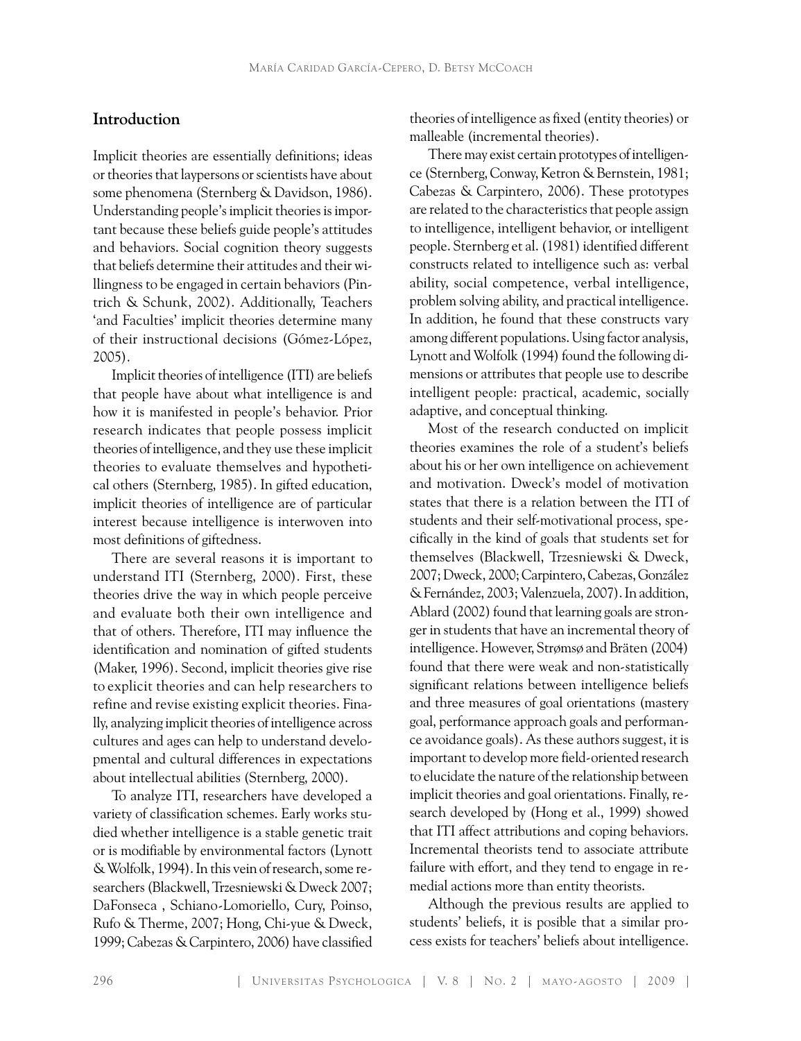## Introduction

Implicit theories are essentially definitions; ideas or theories that laypersons or scientists have about some phenomena (Sternberg & Davidson, 1986). Understanding people's implicit theories is important because these beliefs guide people's attitudes and behaviors. Social cognition theory suggests that beliefs determine their attitudes and their willingness to be engaged in certain behaviors (Pintrich & Schunk, 2002). Additionally, Teachers 'and Faculties' implicit theories determine many of their instructional decisions (Gómez-López, 2005).

Implicit theories of intelligence (ITI) are beliefs that people have about what intelligence is and how it is manifested in people's behavior. Prior research indicates that people possess implicit theories of intelligence, and they use these implicit theories to evaluate themselves and hypothetical others (Sternberg, 1985). In gifted education, implicit theories of intelligence are of particular interest because intelligence is interwoven into most definitions of giftedness.

There are several reasons it is important to understand ITI (Sternberg, 2000). First, these theories drive the way in which people perceive and evaluate both their own intelligence and that of others. Therefore, ITI may influence the identification and nomination of gifted students (Maker, 1996). Second, implicit theories give rise to explicit theories and can help researchers to refine and revise existing explicit theories. Finally, analyzing implicit theories of intelligence across cultures and ages can help to understand developmental and cultural differences in expectations about intellectual abilities (Sternberg, 2000).

To analyze ITI, researchers have developed a variety of classification schemes. Early works studied whether intelligence is a stable genetic trait or is modifiable by environmental factors (Lynott & Wolfolk, 1994). In this vein of research, some researchers (Blackwell, Trzesniewski & Dweck 2007; DaFonseca , Schiano-Lomoriello, Cury, Poinso, Rufo & Therme, 2007; Hong, Chi-yue & Dweck, 1999; Cabezas & Carpintero, 2006) have classified theories of intelligence as fixed (entity theories) or malleable (incremental theories).

There may exist certain prototypes of intelligence (Sternberg, Conway, Ketron & Bernstein, 1981; Cabezas & Carpintero, 2006). These prototypes are related to the characteristics that people assign to intelligence, intelligent behavior, or intelligent people. Sternberg et al. (1981) identified different constructs related to intelligence such as: verbal ability, social competence, verbal intelligence, problem solving ability, and practical intelligence. In addition, he found that these constructs vary among different populations. Using factor analysis, Lynott and Wolfolk (1994) found the following dimensions or attributes that people use to describe intelligent people: practical, academic, socially adaptive, and conceptual thinking.

Most of the research conducted on implicit theories examines the role of a student's beliefs about his or her own intelligence on achievement and motivation. Dweck's model of motivation states that there is a relation between the ITI of students and their self-motivational process, specifically in the kind of goals that students set for themselves (Blackwell, Trzesniewski & Dweck, 2007; Dweck, 2000; Carpintero, Cabezas, González & Fernández, 2003; Valenzuela, 2007). In addition, Ablard (2002) found that learning goals are stronger in students that have an incremental theory of intelligence. However, Strømsø and Bräten (2004) found that there were weak and non-statistically significant relations between intelligence beliefs and three measures of goal orientations (mastery goal, performance approach goals and performance avoidance goals). As these authors suggest, it is important to develop more field-oriented research to elucidate the nature of the relationship between implicit theories and goal orientations. Finally, research developed by (Hong et al., 1999) showed that ITI affect attributions and coping behaviors. Incremental theorists tend to associate attribute failure with effort, and they tend to engage in remedial actions more than entity theorists.

Although the previous results are applied to students' beliefs, it is posible that a similar process exists for teachers' beliefs about intelligence.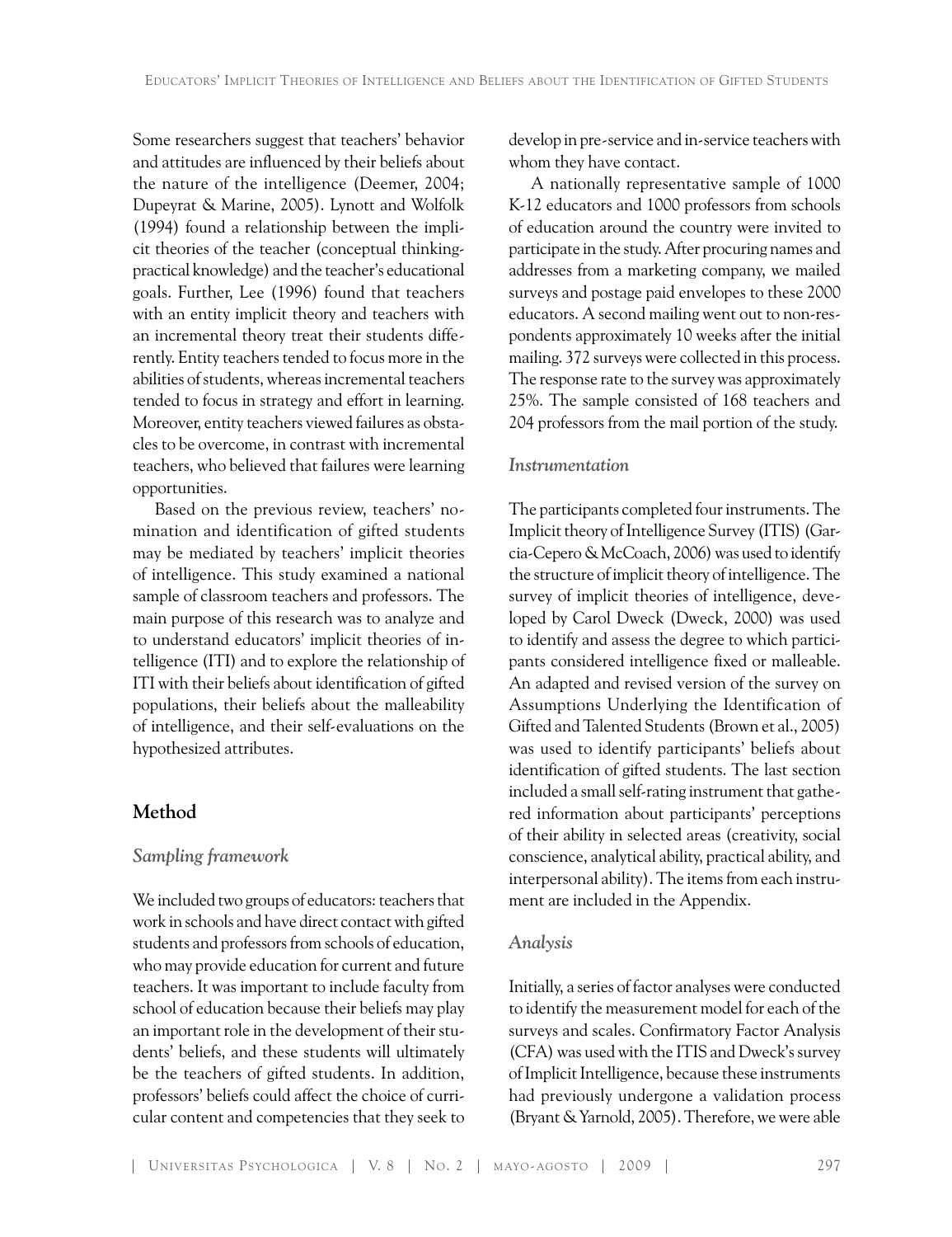Some researchers suggest that teachers' behavior and attitudes are influenced by their beliefs about the nature of the intelligence (Deemer, 2004; Dupeyrat & Marine, 2005). Lynott and Wolfolk (1994) found a relationship between the implicit theories of the teacher (conceptual thinking-practical knowledge) and the teacher's educational goals. Further, Lee (1996) found that teachers with an entity implicit theory and teachers with an incremental theory treat their students differently. Entity teachers tended to focus more in the abilities of students, whereas incremental teachers tended to focus in strategy and effort in learning. Moreover, entity teachers viewed failures as obstacles to be overcome, in contrast with incremental teachers, who believed that failures were learning opportunities.

Based on the previous review, teachers' nomination and identification of gifted students may be mediated by teachers' implicit theories of intelligence. This study examined a national sample of classroom teachers and professors. The main purpose of this research was to analyze and to understand educators' implicit theories of intelligence (ITI) and to explore the relationship of ITI with their beliefs about identification of gifted populations, their beliefs about the malleability of intelligence, and their self-evaluations on the hypothesized attributes.

## Method

### *Sampling framework*

We included two groups of educators: teachers that work in schools and have direct contact with gifted students and professors from schools of education, who may provide education for current and future teachers. It was important to include faculty from school of education because their beliefs may play an important role in the development of their students' beliefs, and these students will ultimately be the teachers of gifted students. In addition, professors' beliefs could affect the choice of curricular content and competencies that they seek to develop in pre-service and in-service teachers with whom they have contact.

A nationally representative sample of 1000 K-12 educators and 1000 professors from schools of education around the country were invited to participate in the study. After procuring names and addresses from a marketing company, we mailed surveys and postage paid envelopes to these 2000 educators. A second mailing went out to non-respondents approximately 10 weeks after the initial mailing. 372 surveys were collected in this process. The response rate to the survey was approximately 25%. The sample consisted of 168 teachers and 204 professors from the mail portion of the study.

### *Instrumentation*

The participants completed four instruments. The Implicit theory of Intelligence Survey (ITIS) (Garcia-Cepero & McCoach, 2006) was used to identify the structure of implicit theory of intelligence. The survey of implicit theories of intelligence, developed by Carol Dweck (Dweck, 2000) was used to identify and assess the degree to which participants considered intelligence fixed or malleable. An adapted and revised version of the survey on Assumptions Underlying the Identification of Gifted and Talented Students (Brown et al., 2005) was used to identify participants' beliefs about identification of gifted students. The last section included a small self-rating instrument that gathered information about participants' perceptions of their ability in selected areas (creativity, social conscience, analytical ability, practical ability, and interpersonal ability). The items from each instrument are included in the Appendix.

### *Analysis*

Initially, a series of factor analyses were conducted to identify the measurement model for each of the surveys and scales. Confirmatory Factor Analysis (CFA) was used with the ITIS and Dweck's survey of Implicit Intelligence, because these instruments had previously undergone a validation process (Bryant & Yarnold, 2005). Therefore, we were able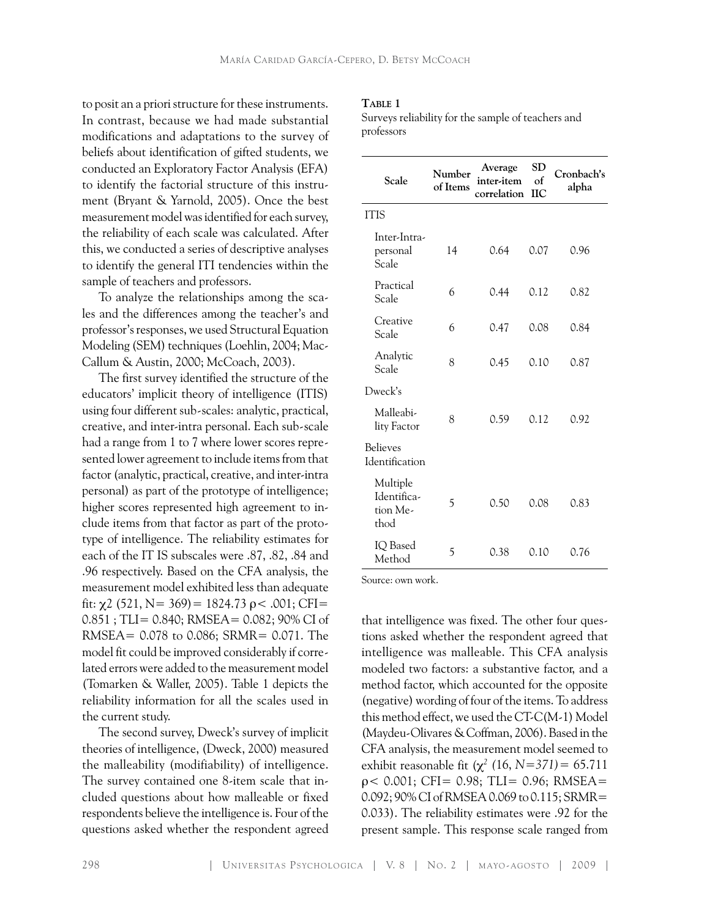to posit an a priori structure for these instruments. In contrast, because we had made substantial modifications and adaptations to the survey of beliefs about identification of gifted students, we conducted an Exploratory Factor Analysis (EFA) to identify the factorial structure of this instrument (Bryant & Yarnold, 2005). Once the best measurement model was identified for each survey, the reliability of each scale was calculated. After this, we conducted a series of descriptive analyses to identify the general ITI tendencies within the sample of teachers and professors.

To analyze the relationships among the scales and the differences among the teacher's and professor's responses, we used Structural Equation Modeling (SEM) techniques (Loehlin, 2004; MacCallum & Austin, 2000; McCoach, 2003).

The first survey identified the structure of the educators' implicit theory of intelligence (ITIS) using four different sub-scales: analytic, practical, creative, and inter-intra personal. Each sub-scale had a range from 1 to 7 where lower scores represented lower agreement to include items from that factor (analytic, practical, creative, and inter-intra personal) as part of the prototype of intelligence; higher scores represented high agreement to include items from that factor as part of the prototype of intelligence. The reliability estimates for each of the IT IS subscales were .87, .82, .84 and .96 respectively. Based on the CFA analysis, the measurement model exhibited less than adequate fit: $\chi 2$ (521, N= 369) = 1824.73 $\rho < .001$; CFI= 0.851 ; TLI= 0.840; RMSEA= 0.082; 90% CI of RMSEA= 0.078 to 0.086; SRMR= 0.071. The model fit could be improved considerably if correlated errors were added to the measurement model (Tomarken & Waller, 2005). Table 1 depicts the reliability information for all the scales used in the current study.

The second survey, Dweck's survey of implicit theories of intelligence, (Dweck, 2000) measured the malleability (modifiability) of intelligence. The survey contained one 8-item scale that included questions about how malleable or fixed respondents believe the intelligence is. Four of the questions asked whether the respondent agreed that intelligence was fixed. The other four questions asked whether the respondent agreed that intelligence was malleable. This CFA analysis modeled two factors: a substantive factor, and a method factor, which accounted for the opposite (negative) wording of four of the items. To address this method effect, we used the CT-C(M-1) Model (Maydeu-Olivares & Coffman, 2006). Based in the CFA analysis, the measurement model seemed to exhibit reasonable fit ($\chi^2$ *(16, N=371)* = 65.711 $\rho < 0.001$; CFI= 0.98; TLI= 0.96; RMSEA= 0.092; 90% CI of RMSEA 0.069 to 0.115; SRMR= 0.033). The reliability estimates were .92 for the present sample. This response scale ranged from

**Table 1**

Surveys reliability for the sample of teachers and professors

| Scale | Number of Items | Average inter-item correlation | SD of IIC | Cronbach's alpha |
|---|---|---|---|---|
| ITIS | | | | |
| Inter-Intra-personal Scale | 14 | 0.64 | 0.07 | 0.96 |
| Practical Scale | 6 | 0.44 | 0.12 | 0.82 |
| Creative Scale | 6 | 0.47 | 0.08 | 0.84 |
| Analytic Scale | 8 | 0.45 | 0.10 | 0.87 |
| Dweck's | | | | |
| Malleability Factor | 8 | 0.59 | 0.12 | 0.92 |
| Believes Identification | | | | |
| Multiple Identification Method | 5 | 0.50 | 0.08 | 0.83 |
| IQ Based Method | 5 | 0.38 | 0.10 | 0.76 |

Source: own work.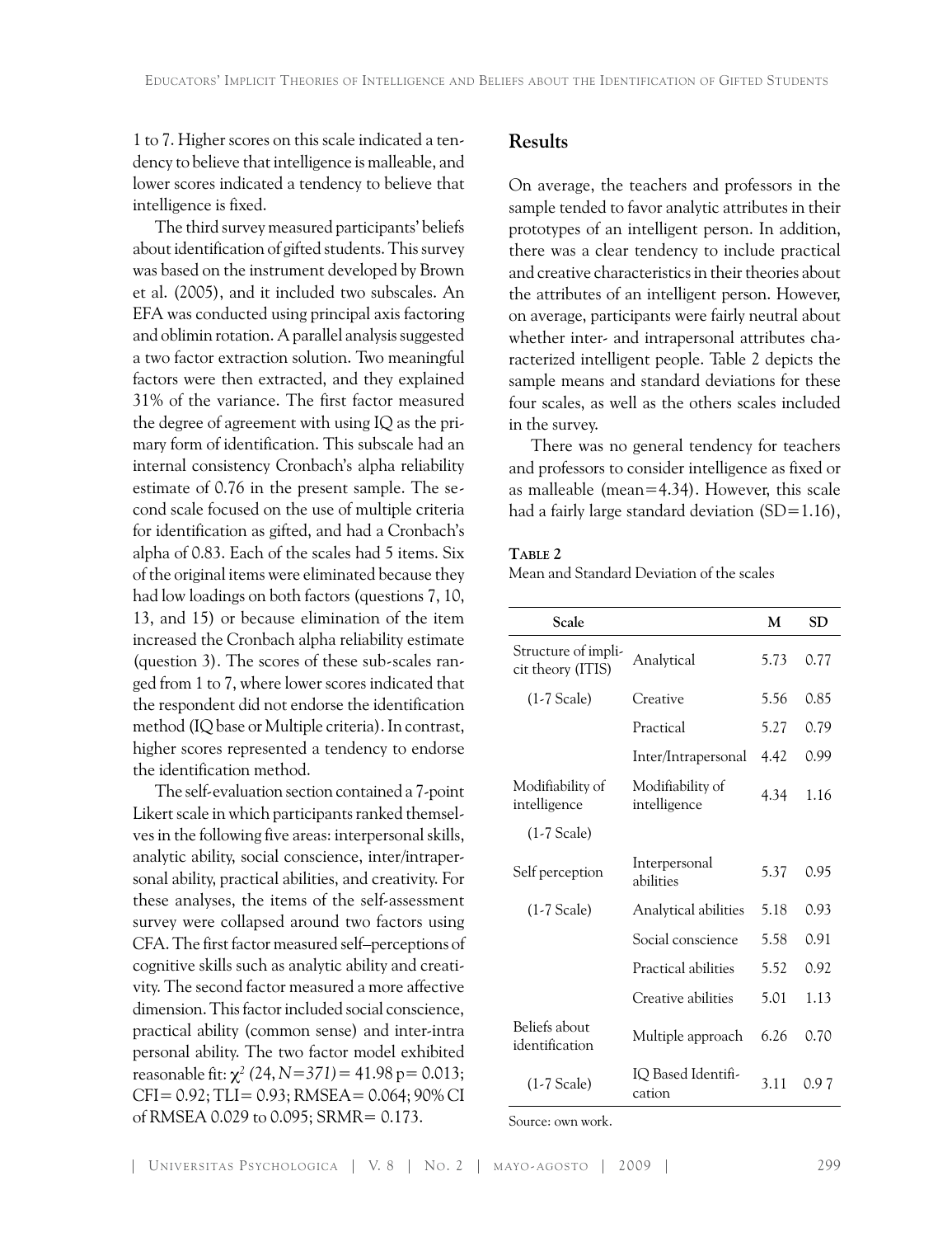1 to 7. Higher scores on this scale indicated a tendency to believe that intelligence is malleable, and lower scores indicated a tendency to believe that intelligence is fixed.

The third survey measured participants' beliefs about identification of gifted students. This survey was based on the instrument developed by Brown et al. (2005), and it included two subscales. An EFA was conducted using principal axis factoring and oblimin rotation. A parallel analysis suggested a two factor extraction solution. Two meaningful factors were then extracted, and they explained 31% of the variance. The first factor measured the degree of agreement with using IQ as the primary form of identification. This subscale had an internal consistency Cronbach's alpha reliability estimate of 0.76 in the present sample. The second scale focused on the use of multiple criteria for identification as gifted, and had a Cronbach's alpha of 0.83. Each of the scales had 5 items. Six of the original items were eliminated because they had low loadings on both factors (questions 7, 10, 13, and 15) or because elimination of the item increased the Cronbach alpha reliability estimate (question 3). The scores of these sub-scales ranged from 1 to 7, where lower scores indicated that the respondent did not endorse the identification method (IQ base or Multiple criteria). In contrast, higher scores represented a tendency to endorse the identification method.

The self-evaluation section contained a 7-point Likert scale in which participants ranked themselves in the following five areas: interpersonal skills, analytic ability, social conscience, inter/intrapersonal ability, practical abilities, and creativity. For these analyses, the items of the self-assessment survey were collapsed around two factors using CFA. The first factor measured self–perceptions of cognitive skills such as analytic ability and creativity. The second factor measured a more affective dimension. This factor included social conscience, practical ability (common sense) and inter-intra personal ability. The two factor model exhibited reasonable fit: $\chi^2$ $(24, N=371)$ = 41.98 p= 0.013; CFI= 0.92; TLI= 0.93; RMSEA= 0.064; 90% CI of RMSEA 0.029 to 0.095; SRMR= 0.173.

## Results

On average, the teachers and professors in the sample tended to favor analytic attributes in their prototypes of an intelligent person. In addition, there was a clear tendency to include practical and creative characteristics in their theories about the attributes of an intelligent person. However, on average, participants were fairly neutral about whether inter- and intrapersonal attributes characterized intelligent people. Table 2 depicts the sample means and standard deviations for these four scales, as well as the others scales included in the survey.

There was no general tendency for teachers and professors to consider intelligence as fixed or as malleable (mean=4.34). However, this scale had a fairly large standard deviation (SD=1.16),

**Table 2**

Mean and Standard Deviation of the scales

| Scale | | M | SD |
|---|---|---|---|
| Structure of implicit theory (ITIS) | Analytical | 5.73 | 0.77 |
| (1-7 Scale) | Creative | 5.56 | 0.85 |
| | Practical | 5.27 | 0.79 |
| | Inter/Intrapersonal | 4.42 | 0.99 |
| Modifiability of intelligence (1-7 Scale) | Modifiability of intelligence | 4.34 | 1.16 |
| Self perception | Interpersonal abilities | 5.37 | 0.95 |
| (1-7 Scale) | Analytical abilities | 5.18 | 0.93 |
| | Social conscience | 5.58 | 0.91 |
| | Practical abilities | 5.52 | 0.92 |
| | Creative abilities | 5.01 | 1.13 |
| Beliefs about identification | Multiple approach | 6.26 | 0.70 |
| (1-7 Scale) | IQ Based Identification | 3.11 | 0.9 7 |

Source: own work.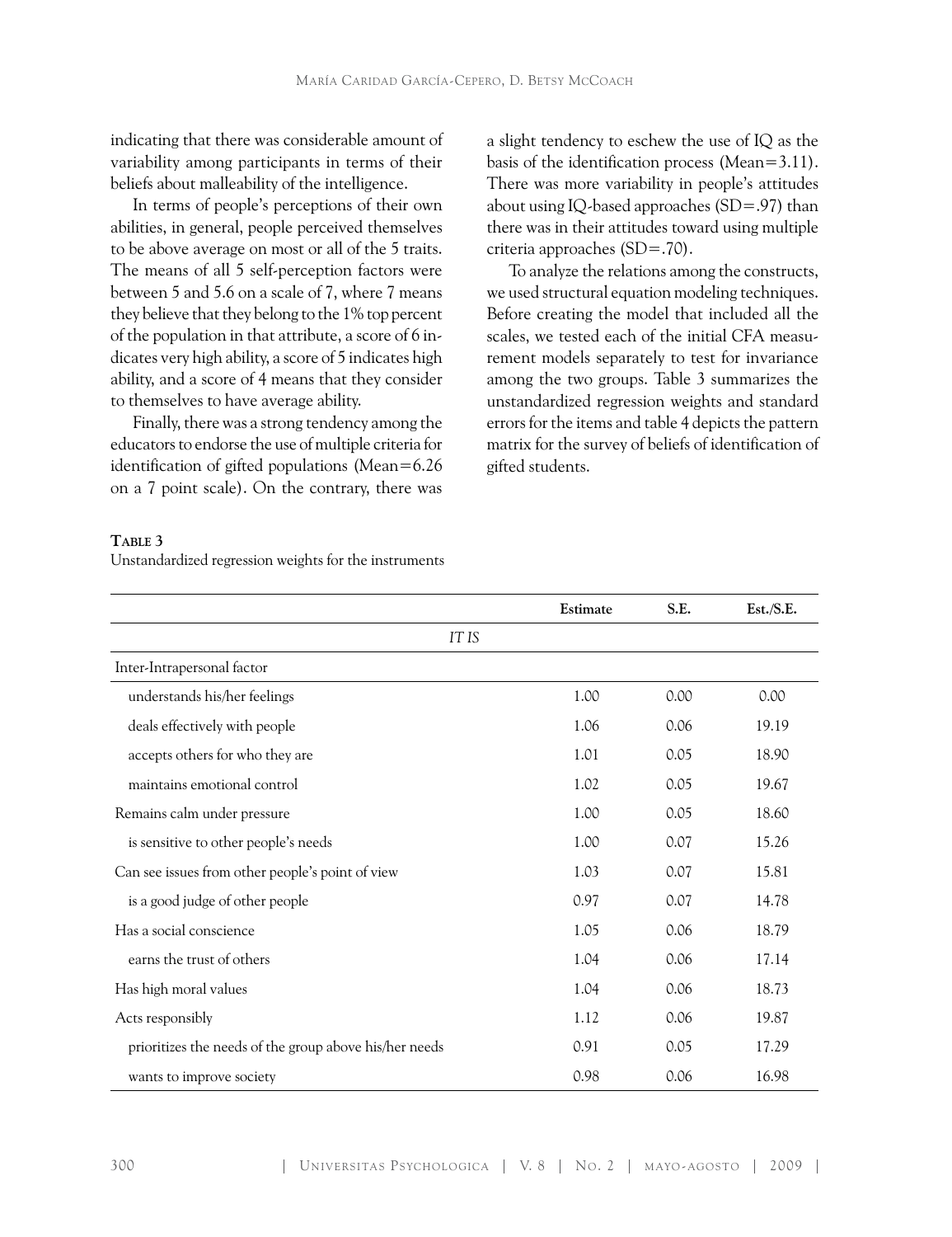indicating that there was considerable amount of variability among participants in terms of their beliefs about malleability of the intelligence.

In terms of people's perceptions of their own abilities, in general, people perceived themselves to be above average on most or all of the 5 traits. The means of all 5 self-perception factors were between 5 and 5.6 on a scale of 7, where 7 means they believe that they belong to the 1% top percent of the population in that attribute, a score of 6 indicates very high ability, a score of 5 indicates high ability, and a score of 4 means that they consider to themselves to have average ability.

Finally, there was a strong tendency among the educators to endorse the use of multiple criteria for identification of gifted populations (Mean=6.26 on a 7 point scale). On the contrary, there was a slight tendency to eschew the use of IQ as the basis of the identification process (Mean=3.11). There was more variability in people's attitudes about using IQ-based approaches (SD=.97) than there was in their attitudes toward using multiple criteria approaches (SD=.70).

To analyze the relations among the constructs, we used structural equation modeling techniques. Before creating the model that included all the scales, we tested each of the initial CFA measurement models separately to test for invariance among the two groups. Table 3 summarizes the unstandardized regression weights and standard errors for the items and table 4 depicts the pattern matrix for the survey of beliefs of identification of gifted students.

**Table 3**

Unstandardized regression weights for the instruments

| | Estimate | S.E. | Est./S.E. |
|---|---|---|---|
| *IT IS* | | | |
| Inter-Intrapersonal factor | | | |
| understands his/her feelings | 1.00 | 0.00 | 0.00 |
| deals effectively with people | 1.06 | 0.06 | 19.19 |
| accepts others for who they are | 1.01 | 0.05 | 18.90 |
| maintains emotional control | 1.02 | 0.05 | 19.67 |
| Remains calm under pressure | 1.00 | 0.05 | 18.60 |
| is sensitive to other people's needs | 1.00 | 0.07 | 15.26 |
| Can see issues from other people's point of view | 1.03 | 0.07 | 15.81 |
| is a good judge of other people | 0.97 | 0.07 | 14.78 |
| Has a social conscience | 1.05 | 0.06 | 18.79 |
| earns the trust of others | 1.04 | 0.06 | 17.14 |
| Has high moral values | 1.04 | 0.06 | 18.73 |
| Acts responsibly | 1.12 | 0.06 | 19.87 |
| prioritizes the needs of the group above his/her needs | 0.91 | 0.05 | 17.29 |
| wants to improve society | 0.98 | 0.06 | 16.98 |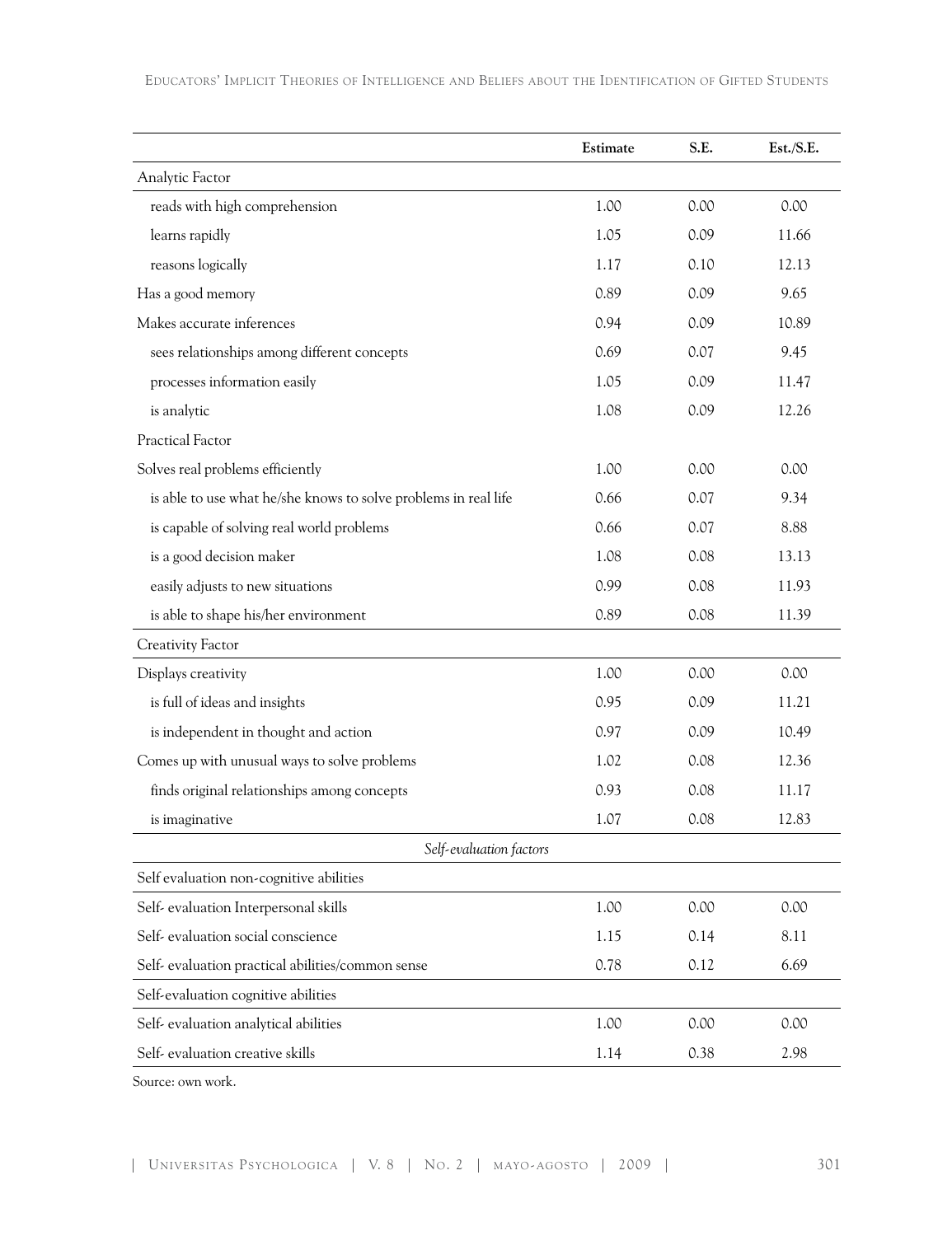| | Estimate | S.E. | Est./S.E. |
|---|---|---|---|
| Analytic Factor | | | |
| reads with high comprehension | 1.00 | 0.00 | 0.00 |
| learns rapidly | 1.05 | 0.09 | 11.66 |
| reasons logically | 1.17 | 0.10 | 12.13 |
| Has a good memory | 0.89 | 0.09 | 9.65 |
| Makes accurate inferences | 0.94 | 0.09 | 10.89 |
| sees relationships among different concepts | 0.69 | 0.07 | 9.45 |
| processes information easily | 1.05 | 0.09 | 11.47 |
| is analytic | 1.08 | 0.09 | 12.26 |
| Practical Factor | | | |
| Solves real problems efficiently | 1.00 | 0.00 | 0.00 |
| is able to use what he/she knows to solve problems in real life | 0.66 | 0.07 | 9.34 |
| is capable of solving real world problems | 0.66 | 0.07 | 8.88 |
| is a good decision maker | 1.08 | 0.08 | 13.13 |
| easily adjusts to new situations | 0.99 | 0.08 | 11.93 |
| is able to shape his/her environment | 0.89 | 0.08 | 11.39 |
| Creativity Factor | | | |
| Displays creativity | 1.00 | 0.00 | 0.00 |
| is full of ideas and insights | 0.95 | 0.09 | 11.21 |
| is independent in thought and action | 0.97 | 0.09 | 10.49 |
| Comes up with unusual ways to solve problems | 1.02 | 0.08 | 12.36 |
| finds original relationships among concepts | 0.93 | 0.08 | 11.17 |
| is imaginative | 1.07 | 0.08 | 12.83 |
| *Self-evaluation factors* | | | |
| Self evaluation non-cognitive abilities | | | |
| Self- evaluation Interpersonal skills | 1.00 | 0.00 | 0.00 |
| Self- evaluation social conscience | 1.15 | 0.14 | 8.11 |
| Self- evaluation practical abilities/common sense | 0.78 | 0.12 | 6.69 |
| Self-evaluation cognitive abilities | | | |
| Self- evaluation analytical abilities | 1.00 | 0.00 | 0.00 |
| Self- evaluation creative skills | 1.14 | 0.38 | 2.98 |

Source: own work.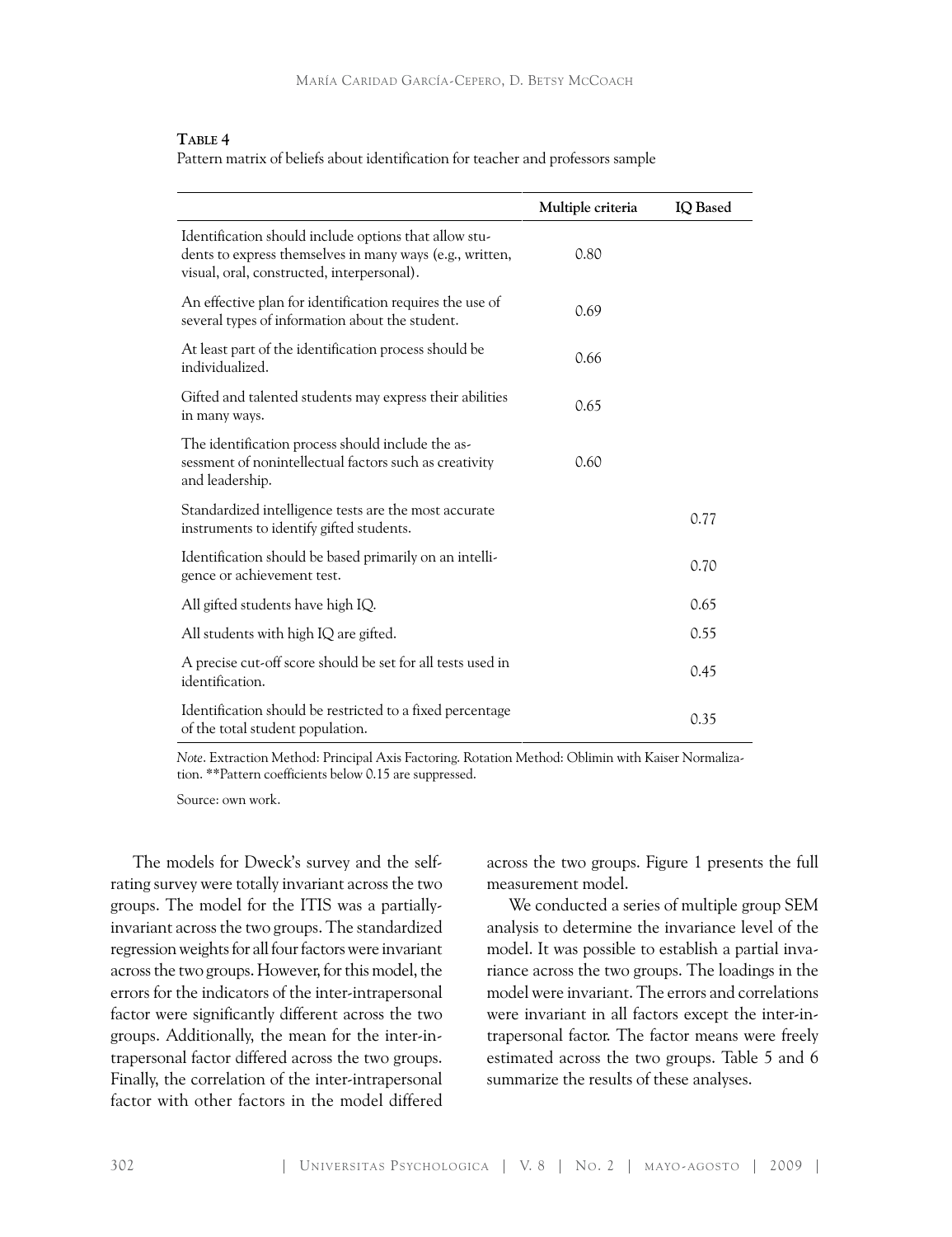**Table 4**

Pattern matrix of beliefs about identification for teacher and professors sample

| | Multiple criteria | IQ Based |
|---|---|---|
| Identification should include options that allow students to express themselves in many ways (e.g., written, visual, oral, constructed, interpersonal). | 0.80 | |
| An effective plan for identification requires the use of several types of information about the student. | 0.69 | |
| At least part of the identification process should be individualized. | 0.66 | |
| Gifted and talented students may express their abilities in many ways. | 0.65 | |
| The identification process should include the assessment of nonintellectual factors such as creativity and leadership. | 0.60 | |
| Standardized intelligence tests are the most accurate instruments to identify gifted students. | | 0.77 |
| Identification should be based primarily on an intelligence or achievement test. | | 0.70 |
| All gifted students have high IQ. | | 0.65 |
| All students with high IQ are gifted. | | 0.55 |
| A precise cut-off score should be set for all tests used in identification. | | 0.45 |
| Identification should be restricted to a fixed percentage of the total student population. | | 0.35 |

*Note*. Extraction Method: Principal Axis Factoring. Rotation Method: Oblimin with Kaiser Normalization. **Pattern coefficients below 0.15 are suppressed.

Source: own work.

The models for Dweck's survey and the self-rating survey were totally invariant across the two groups. The model for the ITIS was a partially-invariant across the two groups. The standardized regression weights for all four factors were invariant across the two groups. However, for this model, the errors for the indicators of the inter-intrapersonal factor were significantly different across the two groups. Additionally, the mean for the inter-intrapersonal factor differed across the two groups. Finally, the correlation of the inter-intrapersonal factor with other factors in the model differed across the two groups. Figure 1 presents the full measurement model.

We conducted a series of multiple group SEM analysis to determine the invariance level of the model. It was possible to establish a partial invariance across the two groups. The loadings in the model were invariant. The errors and correlations were invariant in all factors except the inter-intrapersonal factor. The factor means were freely estimated across the two groups. Table 5 and 6 summarize the results of these analyses.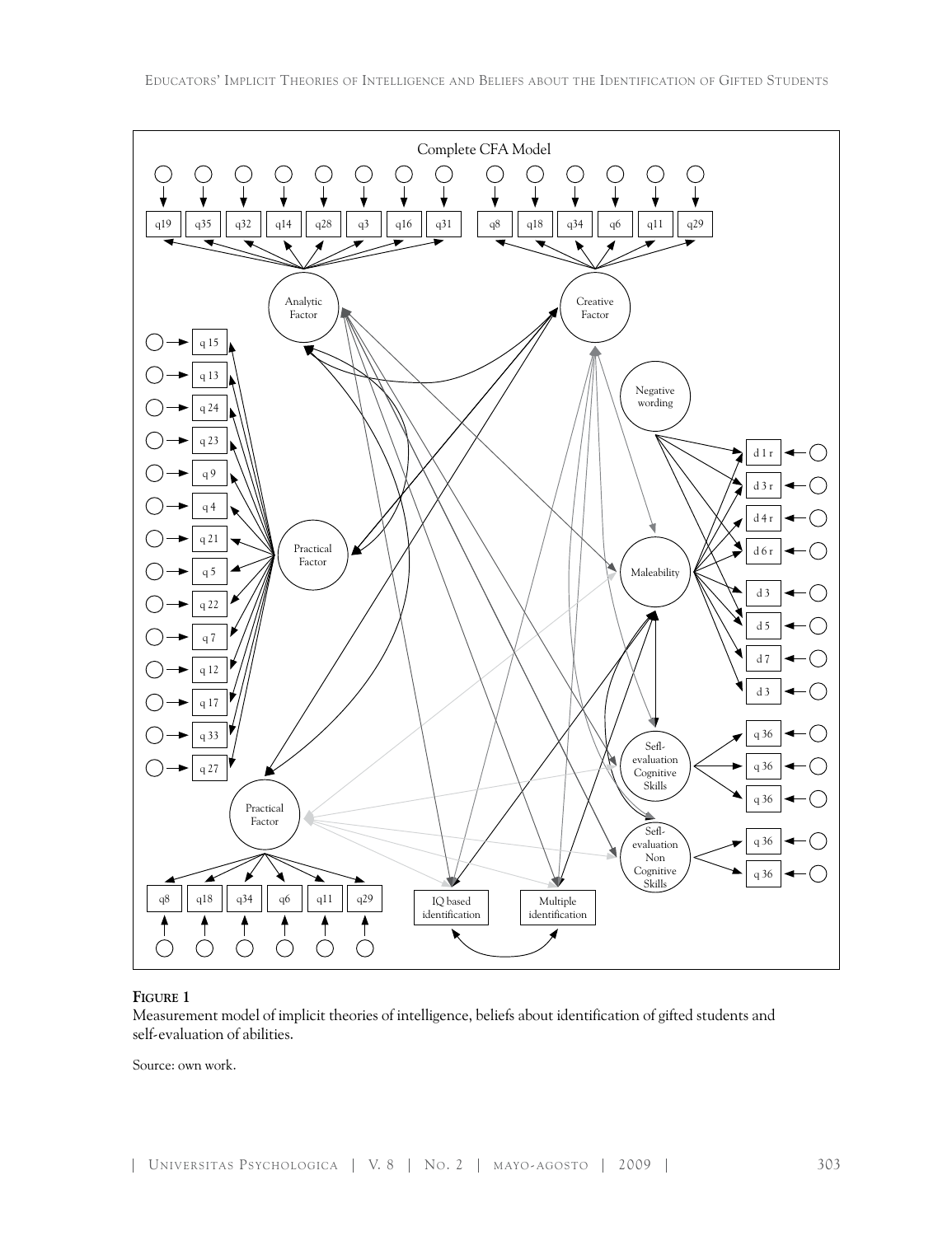**Figure 1**

Measurement model of implicit theories of intelligence, beliefs about identification of gifted students and self-evaluation of abilities.

Source: own work.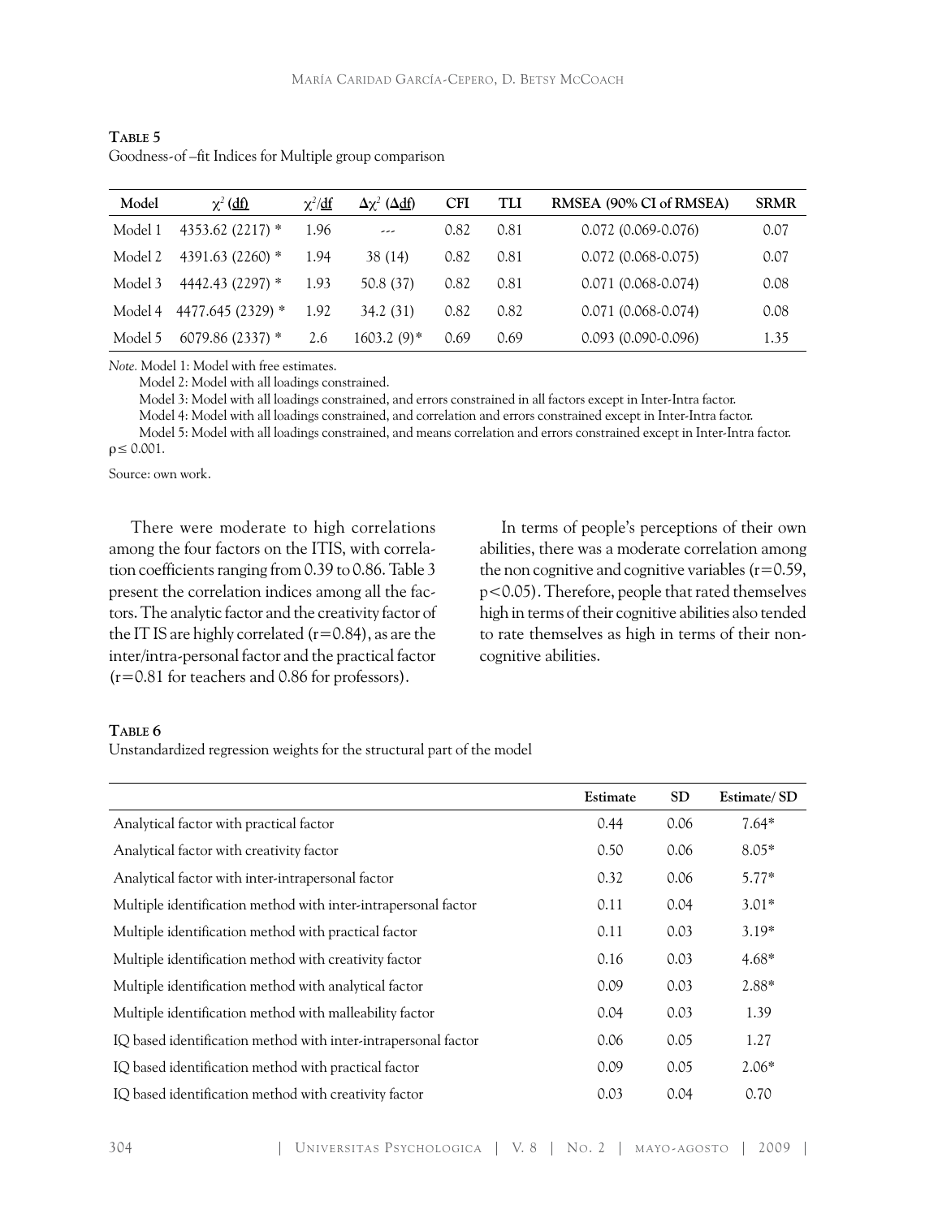**Table 5**

Goodness-of –fit Indices for Multiple group comparison

| Model | $\chi^2$ (df) | $\chi^2$/df | $\Delta\chi^2$ ($\Delta$df) | CFI | TLI | RMSEA (90% CI of RMSEA) | SRMR |
|---|---|---|---|---|---|---|---|
| Model 1 | 4353.62 (2217) * | 1.96 | --- | 0.82 | 0.81 | 0.072 (0.069-0.076) | 0.07 |
| Model 2 | 4391.63 (2260) * | 1.94 | 38 (14) | 0.82 | 0.81 | 0.072 (0.068-0.075) | 0.07 |
| Model 3 | 4442.43 (2297) * | 1.93 | 50.8 (37) | 0.82 | 0.81 | 0.071 (0.068-0.074) | 0.08 |
| Model 4 | 4477.645 (2329) * | 1.92 | 34.2 (31) | 0.82 | 0.82 | 0.071 (0.068-0.074) | 0.08 |
| Model 5 | 6079.86 (2337) * | 2.6 | 1603.2 (9)* | 0.69 | 0.69 | 0.093 (0.090-0.096) | 1.35 |

*Note.* Model 1: Model with free estimates.

Model 2: Model with all loadings constrained.

Model 3: Model with all loadings constrained, and errors constrained in all factors except in Inter-Intra factor.

Model 4: Model with all loadings constrained, and correlation and errors constrained except in Inter-Intra factor.

Model 5: Model with all loadings constrained, and means correlation and errors constrained except in Inter-Intra factor.

$\rho \leq 0.001$.

Source: own work.

There were moderate to high correlations among the four factors on the ITIS, with correlation coefficients ranging from 0.39 to 0.86. Table 3 present the correlation indices among all the factors. The analytic factor and the creativity factor of the IT IS are highly correlated ($r=0.84$), as are the inter/intra-personal factor and the practical factor ($r=0.81$ for teachers and 0.86 for professors).

In terms of people's perceptions of their own abilities, there was a moderate correlation among the non cognitive and cognitive variables ($r=0.59$, $p<0.05$). Therefore, people that rated themselves high in terms of their cognitive abilities also tended to rate themselves as high in terms of their non-cognitive abilities.

**Table 6**

Unstandardized regression weights for the structural part of the model

| | Estimate | SD | Estimate/ SD |
|---|---|---|---|
| Analytical factor with practical factor | 0.44 | 0.06 | 7.64* |
| Analytical factor with creativity factor | 0.50 | 0.06 | 8.05* |
| Analytical factor with inter-intrapersonal factor | 0.32 | 0.06 | 5.77* |
| Multiple identification method with inter-intrapersonal factor | 0.11 | 0.04 | 3.01* |
| Multiple identification method with practical factor | 0.11 | 0.03 | 3.19* |
| Multiple identification method with creativity factor | 0.16 | 0.03 | 4.68* |
| Multiple identification method with analytical factor | 0.09 | 0.03 | 2.88* |
| Multiple identification method with malleability factor | 0.04 | 0.03 | 1.39 |
| IQ based identification method with inter-intrapersonal factor | 0.06 | 0.05 | 1.27 |
| IQ based identification method with practical factor | 0.09 | 0.05 | 2.06* |
| IQ based identification method with creativity factor | 0.03 | 0.04 | 0.70 |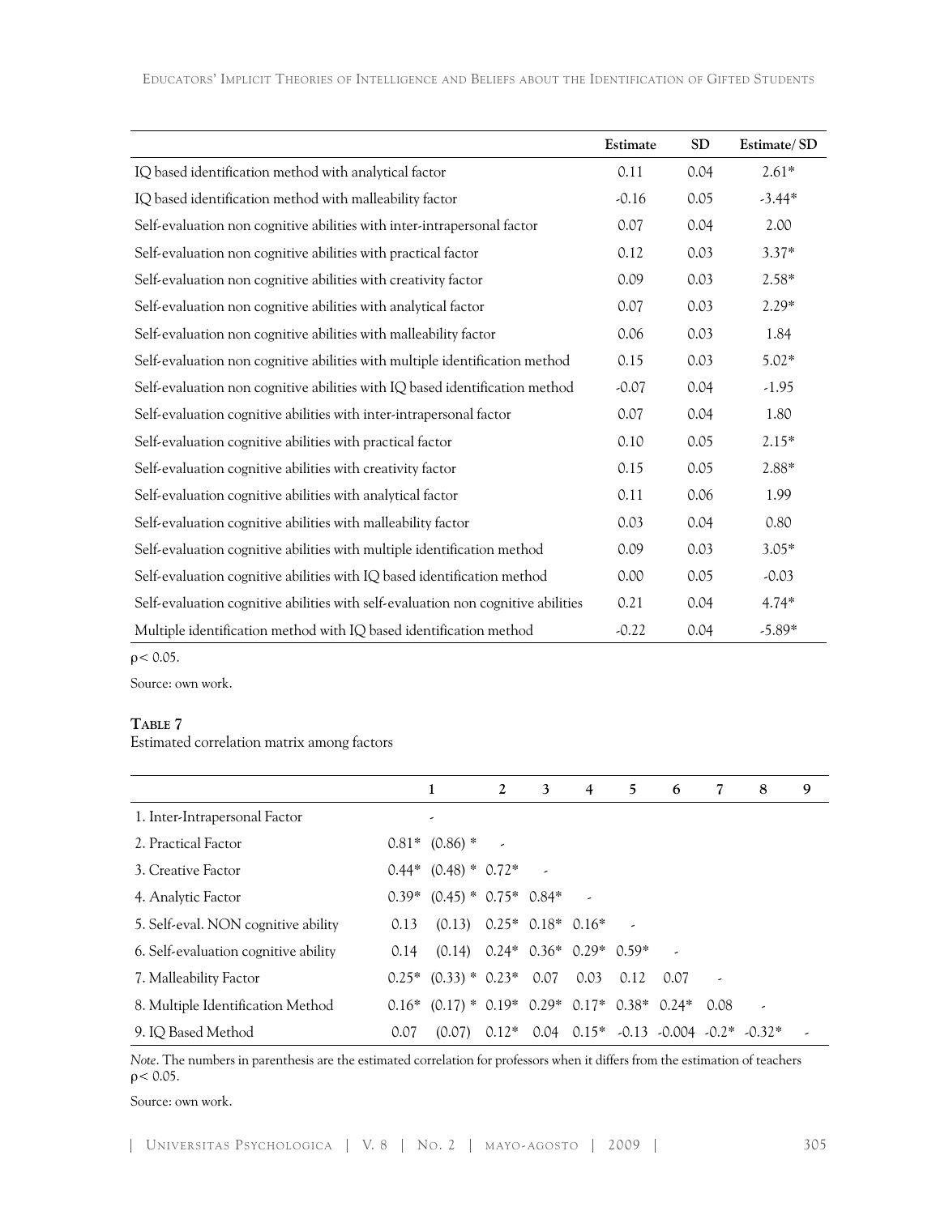| | Estimate | SD | Estimate/ SD |
|---|---|---|---|
| IQ based identification method with analytical factor | 0.11 | 0.04 | 2.61* |
| IQ based identification method with malleability factor | -0.16 | 0.05 | -3.44* |
| Self-evaluation non cognitive abilities with inter-intrapersonal factor | 0.07 | 0.04 | 2.00 |
| Self-evaluation non cognitive abilities with practical factor | 0.12 | 0.03 | 3.37* |
| Self-evaluation non cognitive abilities with creativity factor | 0.09 | 0.03 | 2.58* |
| Self-evaluation non cognitive abilities with analytical factor | 0.07 | 0.03 | 2.29* |
| Self-evaluation non cognitive abilities with malleability factor | 0.06 | 0.03 | 1.84 |
| Self-evaluation non cognitive abilities with multiple identification method | 0.15 | 0.03 | 5.02* |
| Self-evaluation non cognitive abilities with IQ based identification method | -0.07 | 0.04 | -1.95 |
| Self-evaluation cognitive abilities with inter-intrapersonal factor | 0.07 | 0.04 | 1.80 |
| Self-evaluation cognitive abilities with practical factor | 0.10 | 0.05 | 2.15* |
| Self-evaluation cognitive abilities with creativity factor | 0.15 | 0.05 | 2.88* |
| Self-evaluation cognitive abilities with analytical factor | 0.11 | 0.06 | 1.99 |
| Self-evaluation cognitive abilities with malleability factor | 0.03 | 0.04 | 0.80 |
| Self-evaluation cognitive abilities with multiple identification method | 0.09 | 0.03 | 3.05* |
| Self-evaluation cognitive abilities with IQ based identification method | 0.00 | 0.05 | -0.03 |
| Self-evaluation cognitive abilities with self-evaluation non cognitive abilities | 0.21 | 0.04 | 4.74* |
| Multiple identification method with IQ based identification method | -0.22 | 0.04 | -5.89* |

$\rho < 0.05$.

Source: own work.

**Table 7**

Estimated correlation matrix among factors

| | 1 | 2 | 3 | 4 | 5 | 6 | 7 | 8 | 9 |
|---|---|---|---|---|---|---|---|---|---|
| 1. Inter-Intrapersonal Factor | - | | | | | | | | |
| 2. Practical Factor | 0.81* (0.86) * | - | | | | | | | |
| 3. Creative Factor | 0.44* (0.48) * | 0.72* | - | | | | | | |
| 4. Analytic Factor | 0.39* (0.45) * | 0.75* | 0.84* | - | | | | | |
| 5. Self-eval. NON cognitive ability | 0.13 (0.13) | 0.25* | 0.18* | 0.16* | - | | | | |
| 6. Self-evaluation cognitive ability | 0.14 (0.14) | 0.24* | 0.36* | 0.29* | 0.59* | - | | | |
| 7. Malleability Factor | 0.25* (0.33) * | 0.23* | 0.07 | 0.03 | 0.12 | 0.07 | - | | |
| 8. Multiple Identification Method | 0.16* (0.17) * | 0.19* | 0.29* | 0.17* | 0.38* | 0.24* | 0.08 | - | |
| 9. IQ Based Method | 0.07 (0.07) | 0.12* | 0.04 | 0.15* | -0.13 | -0.004 | -0.2* | -0.32* | - |

*Note*. The numbers in parenthesis are the estimated correlation for professors when it differs from the estimation of teachers $\rho < 0.05$.

Source: own work.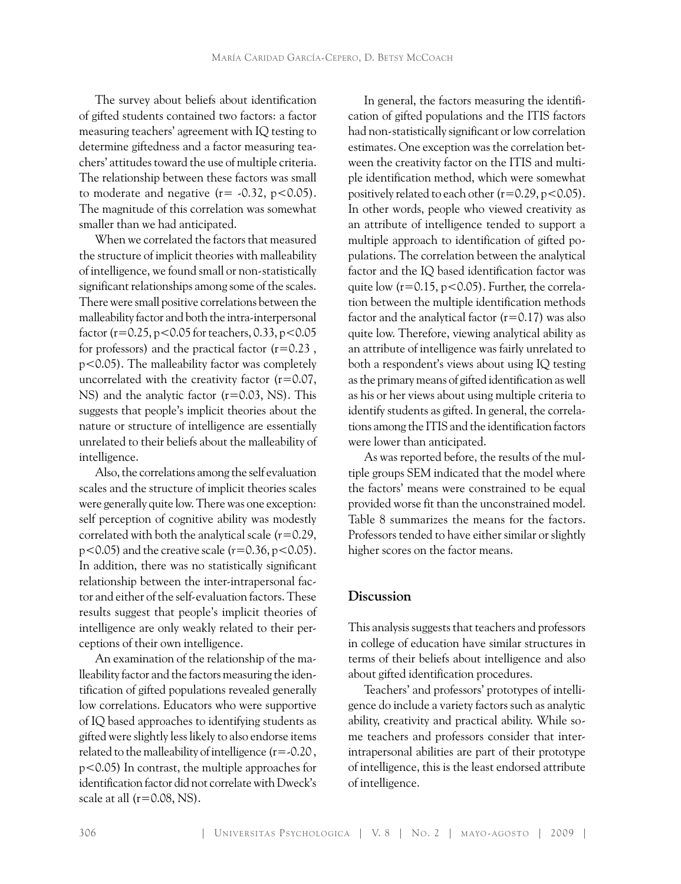The survey about beliefs about identification of gifted students contained two factors: a factor measuring teachers' agreement with IQ testing to determine giftedness and a factor measuring teachers' attitudes toward the use of multiple criteria. The relationship between these factors was small to moderate and negative ($r = -0.32$, $p < 0.05$). The magnitude of this correlation was somewhat smaller than we had anticipated.

When we correlated the factors that measured the structure of implicit theories with malleability of intelligence, we found small or non-statistically significant relationships among some of the scales. There were small positive correlations between the malleability factor and both the intra-interpersonal factor ($r = 0.25$, $p < 0.05$ for teachers, 0.33, $p < 0.05$ for professors) and the practical factor ($r = 0.23$, $p < 0.05$). The malleability factor was completely uncorrelated with the creativity factor ($r = 0.07$, NS) and the analytic factor ($r = 0.03$, NS). This suggests that people's implicit theories about the nature or structure of intelligence are essentially unrelated to their beliefs about the malleability of intelligence.

Also, the correlations among the self evaluation scales and the structure of implicit theories scales were generally quite low. There was one exception: self perception of cognitive ability was modestly correlated with both the analytical scale ($r = 0.29$, $p < 0.05$) and the creative scale ($r = 0.36$, $p < 0.05$). In addition, there was no statistically significant relationship between the inter-intrapersonal factor and either of the self-evaluation factors. These results suggest that people's implicit theories of intelligence are only weakly related to their perceptions of their own intelligence.

An examination of the relationship of the malleability factor and the factors measuring the identification of gifted populations revealed generally low correlations. Educators who were supportive of IQ based approaches to identifying students as gifted were slightly less likely to also endorse items related to the malleability of intelligence ($r = -0.20$, $p < 0.05$) In contrast, the multiple approaches for identification factor did not correlate with Dweck's scale at all ($r = 0.08$, NS).

In general, the factors measuring the identification of gifted populations and the ITIS factors had non-statistically significant or low correlation estimates. One exception was the correlation between the creativity factor on the ITIS and multiple identification method, which were somewhat positively related to each other ($r = 0.29$, $p < 0.05$). In other words, people who viewed creativity as an attribute of intelligence tended to support a multiple approach to identification of gifted populations. The correlation between the analytical factor and the IQ based identification factor was quite low ($r = 0.15$, $p < 0.05$). Further, the correlation between the multiple identification methods factor and the analytical factor ($r = 0.17$) was also quite low. Therefore, viewing analytical ability as an attribute of intelligence was fairly unrelated to both a respondent's views about using IQ testing as the primary means of gifted identification as well as his or her views about using multiple criteria to identify students as gifted. In general, the correlations among the ITIS and the identification factors were lower than anticipated.

As was reported before, the results of the multiple groups SEM indicated that the model where the factors' means were constrained to be equal provided worse fit than the unconstrained model. Table 8 summarizes the means for the factors. Professors tended to have either similar or slightly higher scores on the factor means.

## Discussion

This analysis suggests that teachers and professors in college of education have similar structures in terms of their beliefs about intelligence and also about gifted identification procedures.

Teachers' and professors' prototypes of intelligence do include a variety factors such as analytic ability, creativity and practical ability. While some teachers and professors consider that inter-intrapersonal abilities are part of their prototype of intelligence, this is the least endorsed attribute of intelligence.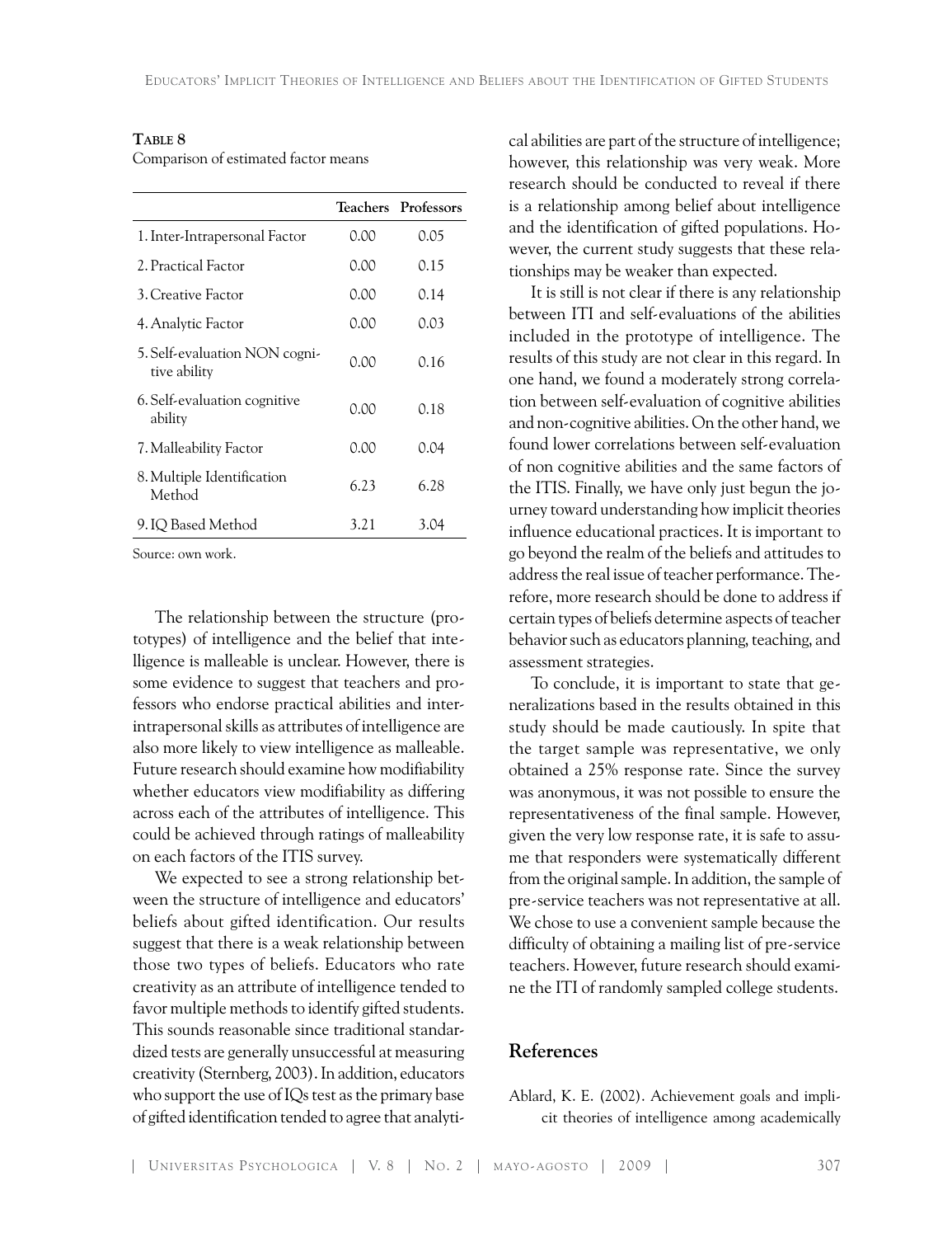**Table 8**
Comparison of estimated factor means

| | Teachers | Professors |
|---|---|---|
| 1. Inter-Intrapersonal Factor | 0.00 | 0.05 |
| 2. Practical Factor | 0.00 | 0.15 |
| 3. Creative Factor | 0.00 | 0.14 |
| 4. Analytic Factor | 0.00 | 0.03 |
| 5. Self-evaluation NON cognitive ability | 0.00 | 0.16 |
| 6. Self-evaluation cognitive ability | 0.00 | 0.18 |
| 7. Malleability Factor | 0.00 | 0.04 |
| 8. Multiple Identification Method | 6.23 | 6.28 |
| 9. IQ Based Method | 3.21 | 3.04 |

Source: own work.

The relationship between the structure (prototypes) of intelligence and the belief that intelligence is malleable is unclear. However, there is some evidence to suggest that teachers and professors who endorse practical abilities and inter-intrapersonal skills as attributes of intelligence are also more likely to view intelligence as malleable. Future research should examine how modifiability whether educators view modifiability as differing across each of the attributes of intelligence. This could be achieved through ratings of malleability on each factors of the ITIS survey.

We expected to see a strong relationship between the structure of intelligence and educators' beliefs about gifted identification. Our results suggest that there is a weak relationship between those two types of beliefs. Educators who rate creativity as an attribute of intelligence tended to favor multiple methods to identify gifted students. This sounds reasonable since traditional standardized tests are generally unsuccessful at measuring creativity (Sternberg, 2003). In addition, educators who support the use of IQs test as the primary base of gifted identification tended to agree that analytical abilities are part of the structure of intelligence; however, this relationship was very weak. More research should be conducted to reveal if there is a relationship among belief about intelligence and the identification of gifted populations. However, the current study suggests that these relationships may be weaker than expected.

It is still is not clear if there is any relationship between ITI and self-evaluations of the abilities included in the prototype of intelligence. The results of this study are not clear in this regard. In one hand, we found a moderately strong correlation between self-evaluation of cognitive abilities and non-cognitive abilities. On the other hand, we found lower correlations between self-evaluation of non cognitive abilities and the same factors of the ITIS. Finally, we have only just begun the journey toward understanding how implicit theories influence educational practices. It is important to go beyond the realm of the beliefs and attitudes to address the real issue of teacher performance. Therefore, more research should be done to address if certain types of beliefs determine aspects of teacher behavior such as educators planning, teaching, and assessment strategies.

To conclude, it is important to state that generalizations based in the results obtained in this study should be made cautiously. In spite that the target sample was representative, we only obtained a 25% response rate. Since the survey was anonymous, it was not possible to ensure the representativeness of the final sample. However, given the very low response rate, it is safe to assume that responders were systematically different from the original sample. In addition, the sample of pre-service teachers was not representative at all. We chose to use a convenient sample because the difficulty of obtaining a mailing list of pre-service teachers. However, future research should examine the ITI of randomly sampled college students.

## References

Ablard, K. E. (2002). Achievement goals and implicit theories of intelligence among academically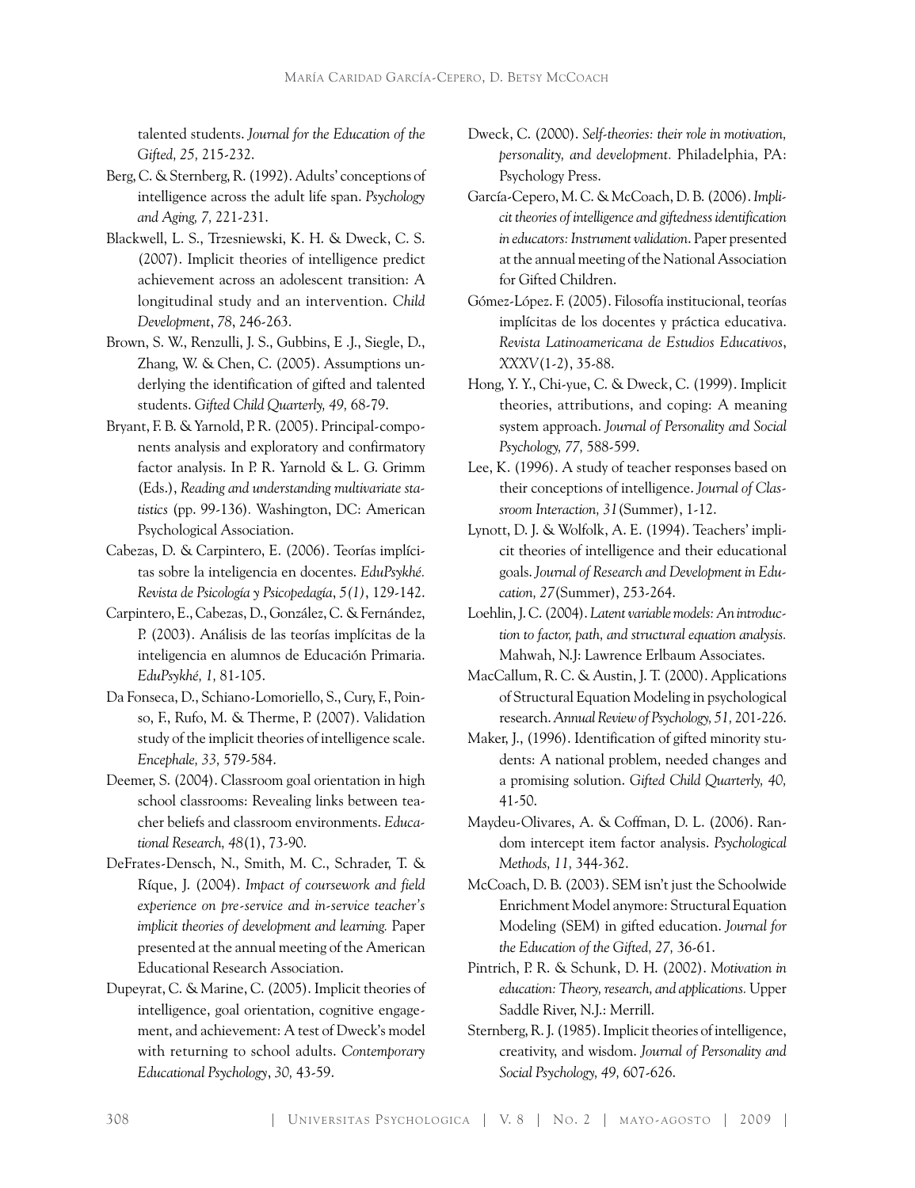talented students. *Journal for the Education of the Gifted, 25,* 215-232.

Berg, C. & Sternberg, R. (1992). Adults' conceptions of intelligence across the adult life span. *Psychology and Aging, 7,* 221-231.

Blackwell, L. S., Trzesniewski, K. H. & Dweck, C. S. (2007). Implicit theories of intelligence predict achievement across an adolescent transition: A longitudinal study and an intervention. *Child Development*, *78*, 246-263.

Brown, S. W., Renzulli, J. S., Gubbins, E .J., Siegle, D., Zhang, W. & Chen, C. (2005). Assumptions underlying the identification of gifted and talented students. *Gifted Child Quarterly, 49,* 68-79.

Bryant, F. B. & Yarnold, P. R. (2005). Principal-components analysis and exploratory and confirmatory factor analysis. In P. R. Yarnold & L. G. Grimm (Eds.), *Reading and understanding multivariate statistics* (pp. 99-136)*.* Washington, DC: American Psychological Association.

Cabezas, D. & Carpintero, E. (2006). Teorías implícitas sobre la inteligencia en docentes. *EduPsykhé. Revista de Psicología y Psicopedagía*, *5(1)*, 129-142.

Carpintero, E., Cabezas, D., González, C. & Fernández, P. (2003). Análisis de las teorías implícitas de la inteligencia en alumnos de Educación Primaria. *EduPsykhé, 1,* 81-105.

Da Fonseca, D., Schiano-Lomoriello, S., Cury, F., Poinso, F., Rufo, M. & Therme, P. (2007). Validation study of the implicit theories of intelligence scale. *Encephale, 33,* 579-584.

Deemer, S. (2004). Classroom goal orientation in high school classrooms: Revealing links between teacher beliefs and classroom environments. *Educational Research, 48*(1), 73-90.

DeFrates-Densch, N., Smith, M. C., Schrader, T. & Ríque, J. (2004). *Impact of coursework and field experience on pre-service and in-service teacher's implicit theories of development and learning.* Paper presented at the annual meeting of the American Educational Research Association.

Dupeyrat, C. & Marine, C. (2005). Implicit theories of intelligence, goal orientation, cognitive engagement, and achievement: A test of Dweck's model with returning to school adults. *Contemporary Educational Psychology*, *30,* 43-59.

Dweck, C. (2000). *Self-theories: their role in motivation, personality, and development.* Philadelphia, PA: Psychology Press.

García-Cepero, M. C. & McCoach, D. B. (2006). *Implicit theories of intelligence and giftedness identification in educators: Instrument validation*. Paper presented at the annual meeting of the National Association for Gifted Children.

Gómez-López. F. (2005). Filosofía institucional, teorías implícitas de los docentes y práctica educativa. *Revista Latinoamericana de Estudios Educativos*, *XXXV*(1-2), 35-88.

Hong, Y. Y., Chi-yue, C. & Dweck, C. (1999). Implicit theories, attributions, and coping: A meaning system approach. *Journal of Personality and Social Psychology, 77,* 588-599.

Lee, K. (1996). A study of teacher responses based on their conceptions of intelligence. *Journal of Classroom Interaction, 31*(Summer), 1-12.

Lynott, D. J. & Wolfolk, A. E. (1994). Teachers' implicit theories of intelligence and their educational goals. *Journal of Research and Development in Education, 27*(Summer), 253-264.

Loehlin, J. C. (2004). *Latent variable models: An introduction to factor, path, and structural equation analysis.* Mahwah, N.J: Lawrence Erlbaum Associates.

MacCallum, R. C. & Austin, J. T. (2000). Applications of Structural Equation Modeling in psychological research. *Annual Review of Psychology, 51,* 201-226.

Maker, J., (1996). Identification of gifted minority students: A national problem, needed changes and a promising solution. *Gifted Child Quarterly, 40,* 41-50.

Maydeu-Olivares, A. & Coffman, D. L. (2006). Random intercept item factor analysis. *Psychological Methods, 11,* 344-362.

McCoach, D. B. (2003). SEM isn't just the Schoolwide Enrichment Model anymore: Structural Equation Modeling (SEM) in gifted education. *Journal for the Education of the Gifted, 27,* 36-61.

Pintrich, P. R. & Schunk, D. H. (2002). *Motivation in education: Theory, research, and applications.* Upper Saddle River, N.J.: Merrill.

Sternberg, R. J. (1985). Implicit theories of intelligence, creativity, and wisdom. *Journal of Personality and Social Psychology, 49,* 607-626.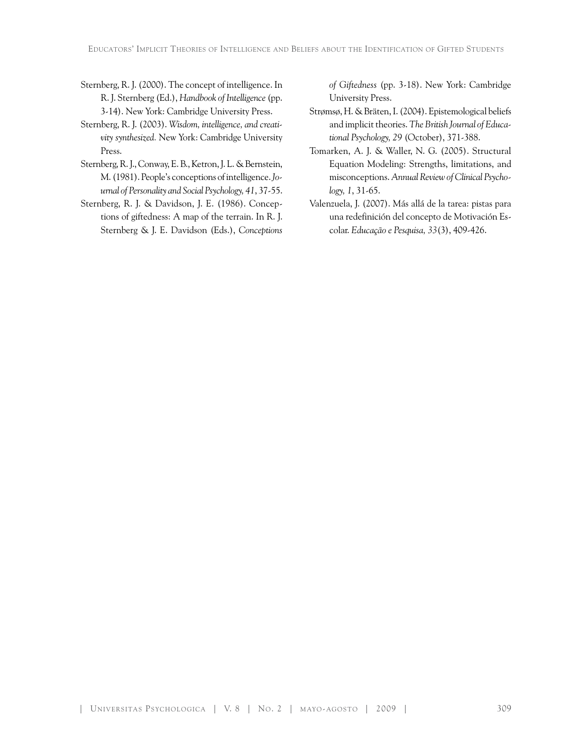Sternberg, R. J. (2000). The concept of intelligence. In R. J. Sternberg (Ed.), *Handbook of Intelligence* (pp. 3-14). New York: Cambridge University Press.

Sternberg, R. J. (2003). *Wisdom, intelligence, and creativity synthesized.* New York: Cambridge University Press.

Sternberg, R. J., Conway, E. B., Ketron, J. L. & Bernstein, M. (1981). People's conceptions of intelligence. *Journal of Personality and Social Psychology, 41*, 37-55.

Sternberg, R. J. & Davidson, J. E. (1986). Conceptions of giftedness: A map of the terrain. In R. J. Sternberg & J. E. Davidson (Eds.), *Conceptions of Giftedness* (pp. 3-18). New York: Cambridge University Press.

Strømsø, H. & Bräten, I. (2004). Epistemological beliefs and implicit theories. *The British Journal of Educational Psychology, 29* (October), 371-388.

Tomarken, A. J. & Waller, N. G. (2005). Structural Equation Modeling: Strengths, limitations, and misconceptions. *Annual Review of Clinical Psychology, 1*, 31-65.

Valenzuela, J. (2007). Más allá de la tarea: pistas para una redefinición del concepto de Motivación Escolar. *Educação e Pesquisa, 33*(3), 409-426.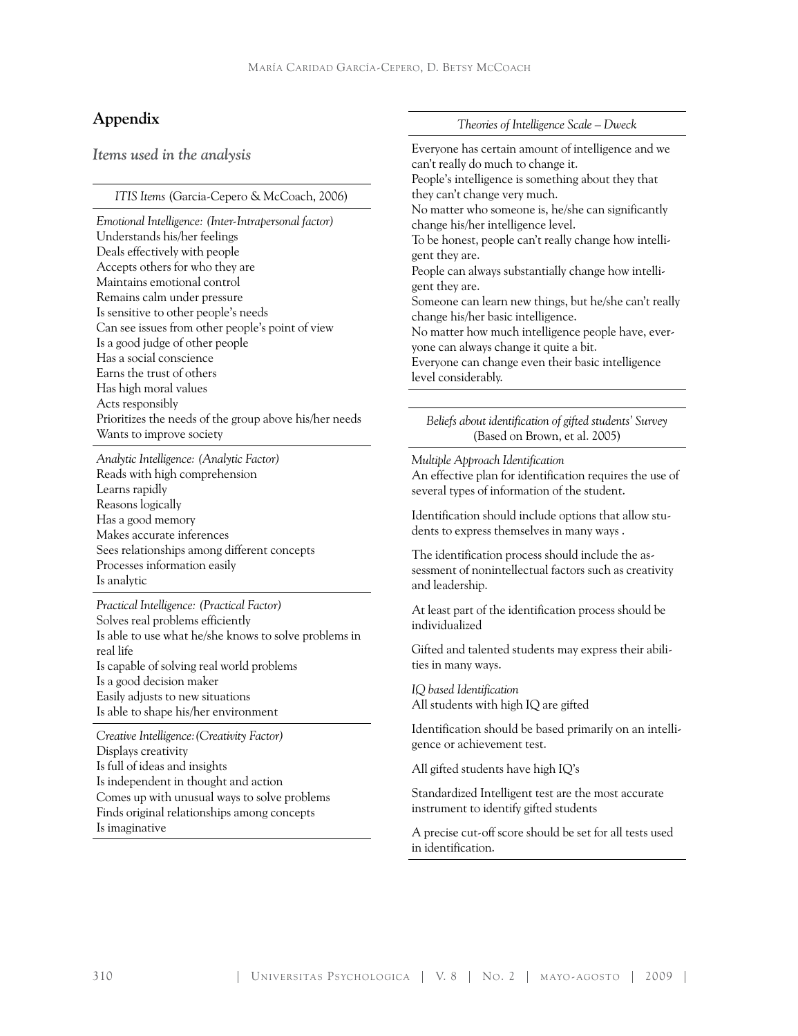## Appendix

### *Items used in the analysis*

*ITIS Items* (Garcia-Cepero & McCoach, 2006)

*Emotional Intelligence: (Inter-Intrapersonal factor)*
Understands his/her feelings
Deals effectively with people
Accepts others for who they are
Maintains emotional control
Remains calm under pressure
Is sensitive to other people's needs
Can see issues from other people's point of view
Is a good judge of other people
Has a social conscience
Earns the trust of others
Has high moral values
Acts responsibly
Prioritizes the needs of the group above his/her needs
Wants to improve society

*Analytic Intelligence: (Analytic Factor)*
Reads with high comprehension
Learns rapidly
Reasons logically
Has a good memory
Makes accurate inferences
Sees relationships among different concepts
Processes information easily
Is analytic

*Practical Intelligence: (Practical Factor)*
Solves real problems efficiently
Is able to use what he/she knows to solve problems in real life
Is capable of solving real world problems
Is a good decision maker
Easily adjusts to new situations
Is able to shape his/her environment

*Creative Intelligence: (Creativity Factor)*
Displays creativity
Is full of ideas and insights
Is independent in thought and action
Comes up with unusual ways to solve problems
Finds original relationships among concepts
Is imaginative

*Theories of Intelligence Scale – Dweck*

Everyone has certain amount of intelligence and we can't really do much to change it.
People's intelligence is something about they that they can't change very much.
No matter who someone is, he/she can significantly change his/her intelligence level.
To be honest, people can't really change how intelligent they are.
People can always substantially change how intelligent they are.
Someone can learn new things, but he/she can't really change his/her basic intelligence.
No matter how much intelligence people have, everyone can always change it quite a bit.
Everyone can change even their basic intelligence level considerably.

*Beliefs about identification of gifted students' Survey* (Based on Brown, et al. 2005)

*Multiple Approach Identification*
An effective plan for identification requires the use of several types of information of the student.

Identification should include options that allow students to express themselves in many ways .

The identification process should include the assessment of nonintellectual factors such as creativity and leadership.

At least part of the identification process should be individualized

Gifted and talented students may express their abilities in many ways.

*IQ based Identification*
All students with high IQ are gifted

Identification should be based primarily on an intelligence or achievement test.

All gifted students have high IQ's

Standardized Intelligent test are the most accurate instrument to identify gifted students

A precise cut-off score should be set for all tests used in identification.